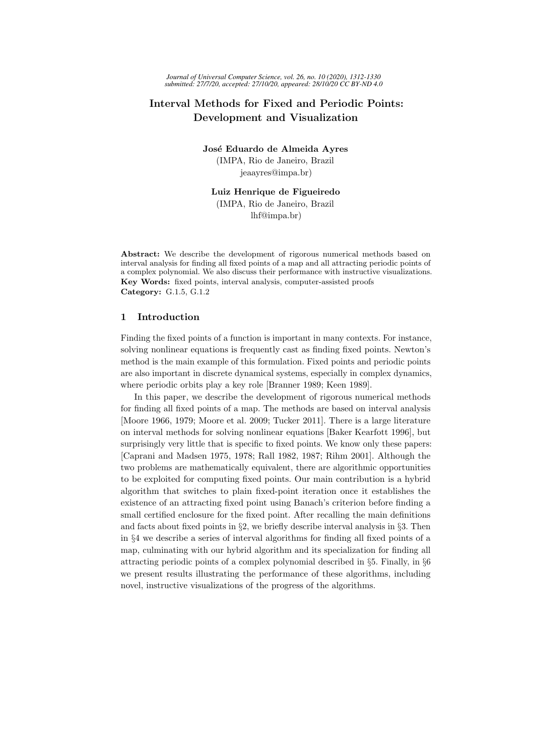# Interval Methods for Fixed and Periodic Points: Development and Visualization

**José Eduardo de Almeida Ayres**
(IMPA, Rio de Janeiro, Brazil
jeaayres@impa.br)

**Luiz Henrique de Figueiredo**
(IMPA, Rio de Janeiro, Brazil
lhf@impa.br)

**Abstract:** We describe the development of rigorous numerical methods based on interval analysis for finding all fixed points of a map and all attracting periodic points of a complex polynomial. We also discuss their performance with instructive visualizations.
**Key Words:** fixed points, interval analysis, computer-assisted proofs
**Category:** G.1.5, G.1.2

## 1 Introduction

Finding the fixed points of a function is important in many contexts. For instance, solving nonlinear equations is frequently cast as finding fixed points. Newton's method is the main example of this formulation. Fixed points and periodic points are also important in discrete dynamical systems, especially in complex dynamics, where periodic orbits play a key role [Branner 1989; Keen 1989].

In this paper, we describe the development of rigorous numerical methods for finding all fixed points of a map. The methods are based on interval analysis [Moore 1966, 1979; Moore et al. 2009; Tucker 2011]. There is a large literature on interval methods for solving nonlinear equations [Baker Kearfott 1996], but surprisingly very little that is specific to fixed points. We know only these papers: [Caprani and Madsen 1975, 1978; Rall 1982, 1987; Rihm 2001]. Although the two problems are mathematically equivalent, there are algorithmic opportunities to be exploited for computing fixed points. Our main contribution is a hybrid algorithm that switches to plain fixed-point iteration once it establishes the existence of an attracting fixed point using Banach's criterion before finding a small certified enclosure for the fixed point. After recalling the main definitions and facts about fixed points in §2, we briefly describe interval analysis in §3. Then in §4 we describe a series of interval algorithms for finding all fixed points of a map, culminating with our hybrid algorithm and its specialization for finding all attracting periodic points of a complex polynomial described in §5. Finally, in §6 we present results illustrating the performance of these algorithms, including novel, instructive visualizations of the progress of the algorithms.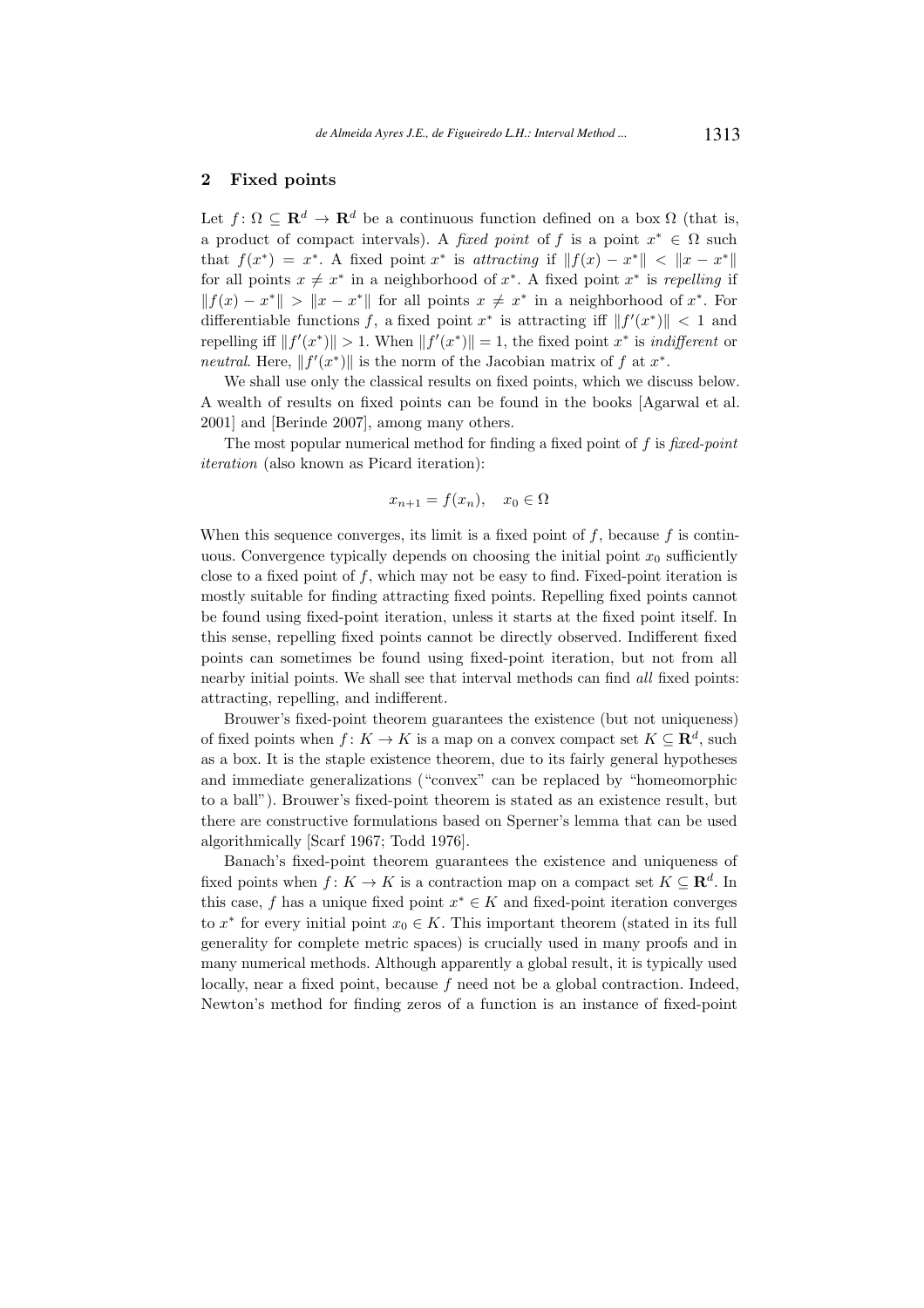## 2 Fixed points

Let $f\colon \Omega \subseteq \mathbf{R}^d \to \mathbf{R}^d$ be a continuous function defined on a box $\Omega$ (that is, a product of compact intervals). A *fixed point* of $f$ is a point $x^* \in \Omega$ such that $f(x^*) = x^*$. A fixed point $x^*$ is *attracting* if $\|f(x) - x^*\| < \|x - x^*\|$ for all points $x \neq x^*$ in a neighborhood of $x^*$. A fixed point $x^*$ is *repelling* if $\|f(x) - x^*\| > \|x - x^*\|$ for all points $x \neq x^*$ in a neighborhood of $x^*$. For differentiable functions $f$, a fixed point $x^*$ is attracting iff $\|f'(x^*)\| < 1$ and repelling iff $\|f'(x^*)\| > 1$. When $\|f'(x^*)\| = 1$, the fixed point $x^*$ is *indifferent* or *neutral*. Here, $\|f'(x^*)\|$ is the norm of the Jacobian matrix of $f$ at $x^*$.

We shall use only the classical results on fixed points, which we discuss below. A wealth of results on fixed points can be found in the books [Agarwal et al. 2001] and [Berinde 2007], among many others.

The most popular numerical method for finding a fixed point of $f$ is *fixed-point iteration* (also known as Picard iteration):

$$x_{n+1} = f(x_n), \quad x_0 \in \Omega$$

When this sequence converges, its limit is a fixed point of $f$, because $f$ is continuous. Convergence typically depends on choosing the initial point $x_0$ sufficiently close to a fixed point of $f$, which may not be easy to find. Fixed-point iteration is mostly suitable for finding attracting fixed points. Repelling fixed points cannot be found using fixed-point iteration, unless it starts at the fixed point itself. In this sense, repelling fixed points cannot be directly observed. Indifferent fixed points can sometimes be found using fixed-point iteration, but not from all nearby initial points. We shall see that interval methods can find *all* fixed points: attracting, repelling, and indifferent.

Brouwer's fixed-point theorem guarantees the existence (but not uniqueness) of fixed points when $f\colon K \to K$ is a map on a convex compact set $K \subseteq \mathbf{R}^d$, such as a box. It is the staple existence theorem, due to its fairly general hypotheses and immediate generalizations ("convex" can be replaced by "homeomorphic to a ball"). Brouwer's fixed-point theorem is stated as an existence result, but there are constructive formulations based on Sperner's lemma that can be used algorithmically [Scarf 1967; Todd 1976].

Banach's fixed-point theorem guarantees the existence and uniqueness of fixed points when $f\colon K \to K$ is a contraction map on a compact set $K \subseteq \mathbf{R}^d$. In this case, $f$ has a unique fixed point $x^* \in K$ and fixed-point iteration converges to $x^*$ for every initial point $x_0 \in K$. This important theorem (stated in its full generality for complete metric spaces) is crucially used in many proofs and in many numerical methods. Although apparently a global result, it is typically used locally, near a fixed point, because $f$ need not be a global contraction. Indeed, Newton's method for finding zeros of a function is an instance of fixed-point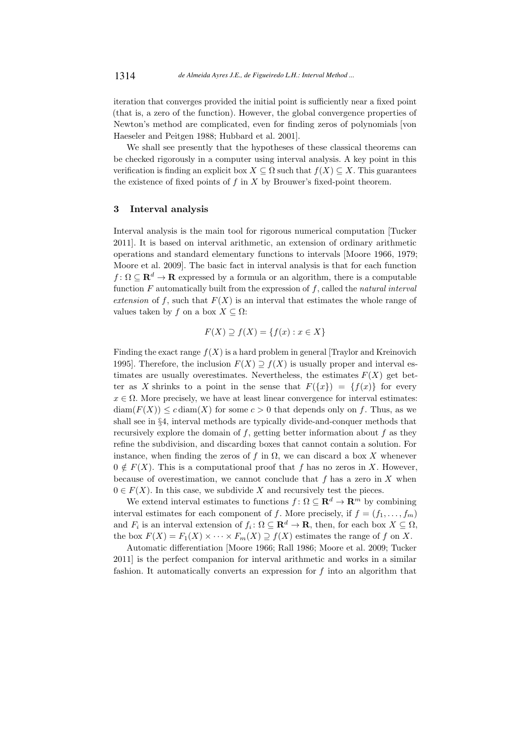iteration that converges provided the initial point is sufficiently near a fixed point (that is, a zero of the function). However, the global convergence properties of Newton's method are complicated, even for finding zeros of polynomials [von Haeseler and Peitgen 1988; Hubbard et al. 2001].

We shall see presently that the hypotheses of these classical theorems can be checked rigorously in a computer using interval analysis. A key point in this verification is finding an explicit box $X \subseteq \Omega$ such that $f(X) \subseteq X$. This guarantees the existence of fixed points of $f$ in $X$ by Brouwer's fixed-point theorem.

## 3 Interval analysis

Interval analysis is the main tool for rigorous numerical computation [Tucker 2011]. It is based on interval arithmetic, an extension of ordinary arithmetic operations and standard elementary functions to intervals [Moore 1966, 1979; Moore et al. 2009]. The basic fact in interval analysis is that for each function $f\colon \Omega \subseteq \mathbf{R}^d \to \mathbf{R}$ expressed by a formula or an algorithm, there is a computable function $F$ automatically built from the expression of $f$, called the *natural interval extension* of $f$, such that $F(X)$ is an interval that estimates the whole range of values taken by $f$ on a box $X \subseteq \Omega$:

$$F(X) \supseteq f(X) = \{f(x) : x \in X\}$$

Finding the exact range $f(X)$ is a hard problem in general [Traylor and Kreinovich 1995]. Therefore, the inclusion $F(X) \supseteq f(X)$ is usually proper and interval estimates are usually overestimates. Nevertheless, the estimates $F(X)$ get better as $X$ shrinks to a point in the sense that $F(\{x\}) = \{f(x)\}$ for every $x \in \Omega$. More precisely, we have at least linear convergence for interval estimates: $\operatorname{diam}(F(X)) \le c \operatorname{diam}(X)$ for some $c > 0$ that depends only on $f$. Thus, as we shall see in §4, interval methods are typically divide-and-conquer methods that recursively explore the domain of $f$, getting better information about $f$ as they refine the subdivision, and discarding boxes that cannot contain a solution. For instance, when finding the zeros of $f$ in $\Omega$, we can discard a box $X$ whenever $0 \notin F(X)$. This is a computational proof that $f$ has no zeros in $X$. However, because of overestimation, we cannot conclude that $f$ has a zero in $X$ when $0 \in F(X)$. In this case, we subdivide $X$ and recursively test the pieces.

We extend interval estimates to functions $f\colon \Omega \subseteq \mathbf{R}^d \to \mathbf{R}^m$ by combining interval estimates for each component of $f$. More precisely, if $f = (f_1, \ldots, f_m)$ and $F_i$ is an interval extension of $f_i\colon \Omega \subseteq \mathbf{R}^d \to \mathbf{R}$, then, for each box $X \subseteq \Omega$, the box $F(X) = F_1(X) \times \cdots \times F_m(X) \supseteq f(X)$ estimates the range of $f$ on $X$.

Automatic differentiation [Moore 1966; Rall 1986; Moore et al. 2009; Tucker 2011] is the perfect companion for interval arithmetic and works in a similar fashion. It automatically converts an expression for $f$ into an algorithm that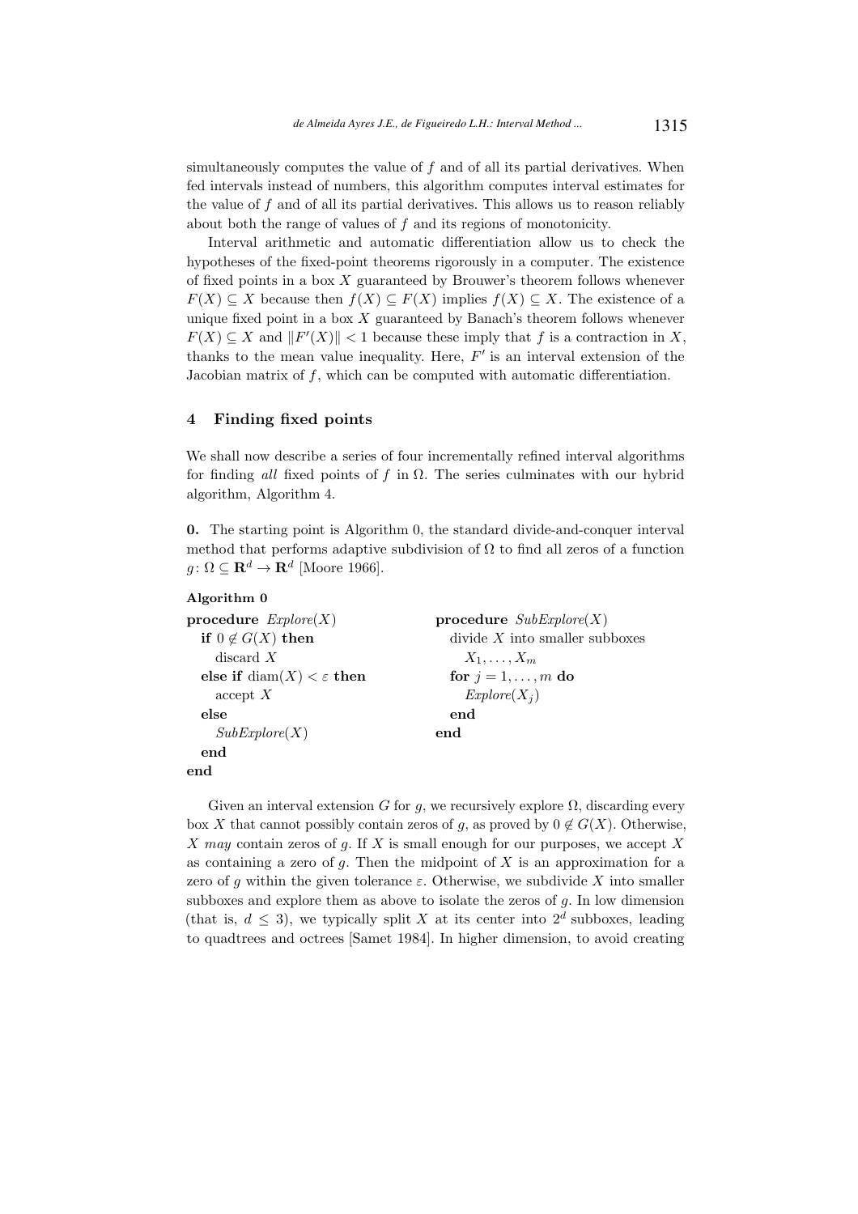simultaneously computes the value of $f$ and of all its partial derivatives. When fed intervals instead of numbers, this algorithm computes interval estimates for the value of $f$ and of all its partial derivatives. This allows us to reason reliably about both the range of values of $f$ and its regions of monotonicity.

Interval arithmetic and automatic differentiation allow us to check the hypotheses of the fixed-point theorems rigorously in a computer. The existence of fixed points in a box $X$ guaranteed by Brouwer's theorem follows whenever $F(X) \subseteq X$ because then $f(X) \subseteq F(X)$ implies $f(X) \subseteq X$. The existence of a unique fixed point in a box $X$ guaranteed by Banach's theorem follows whenever $F(X) \subseteq X$ and $\|F'(X)\| < 1$ because these imply that $f$ is a contraction in $X$, thanks to the mean value inequality. Here, $F'$ is an interval extension of the Jacobian matrix of $f$, which can be computed with automatic differentiation.

## 4 Finding fixed points

We shall now describe a series of four incrementally refined interval algorithms for finding *all* fixed points of $f$ in $\Omega$. The series culminates with our hybrid algorithm, Algorithm 4.

**0.** The starting point is Algorithm 0, the standard divide-and-conquer interval method that performs adaptive subdivision of $\Omega$ to find all zeros of a function $g\colon \Omega \subseteq \mathbf{R}^d \to \mathbf{R}^d$ [Moore 1966].

**Algorithm 0**

```
procedure Explore(X)
  if 0 ∉ G(X) then
    discard X
  else if diam(X) < ε then
    accept X
  else
    SubExplore(X)
  end
end

procedure SubExplore(X)
  divide X into smaller subboxes
    X_1, ..., X_m
  for j = 1, ..., m do
    Explore(X_j)
  end
end
```

Given an interval extension $G$ for $g$, we recursively explore $\Omega$, discarding every box $X$ that cannot possibly contain zeros of $g$, as proved by $0 \notin G(X)$. Otherwise, $X$ *may* contain zeros of $g$. If $X$ is small enough for our purposes, we accept $X$ as containing a zero of $g$. Then the midpoint of $X$ is an approximation for a zero of $g$ within the given tolerance $\varepsilon$. Otherwise, we subdivide $X$ into smaller subboxes and explore them as above to isolate the zeros of $g$. In low dimension (that is, $d \leq 3$), we typically split $X$ at its center into $2^d$ subboxes, leading to quadtrees and octrees [Samet 1984]. In higher dimension, to avoid creating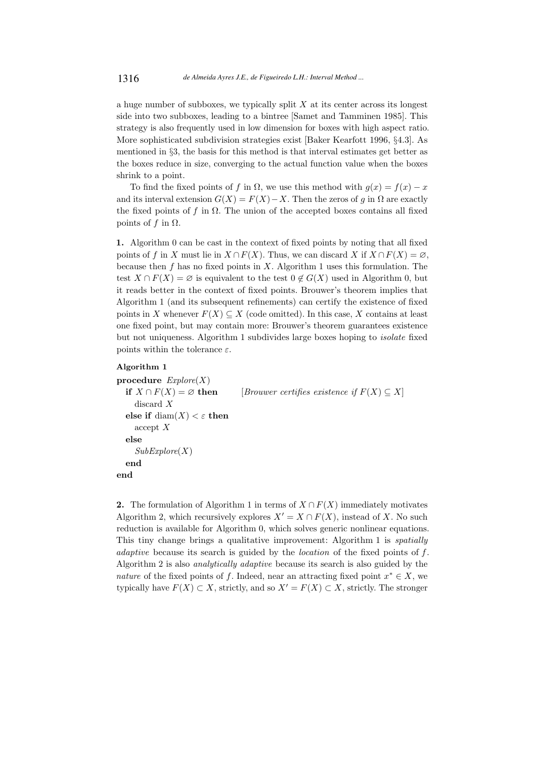a huge number of subboxes, we typically split $X$ at its center across its longest side into two subboxes, leading to a bintree [Samet and Tamminen 1985]. This strategy is also frequently used in low dimension for boxes with high aspect ratio. More sophisticated subdivision strategies exist [Baker Kearfott 1996, §4.3]. As mentioned in §3, the basis for this method is that interval estimates get better as the boxes reduce in size, converging to the actual function value when the boxes shrink to a point.

To find the fixed points of $f$ in $\Omega$, we use this method with $g(x) = f(x) - x$ and its interval extension $G(X) = F(X) - X$. Then the zeros of $g$ in $\Omega$ are exactly the fixed points of $f$ in $\Omega$. The union of the accepted boxes contains all fixed points of $f$ in $\Omega$.

**1.** Algorithm 0 can be cast in the context of fixed points by noting that all fixed points of $f$ in $X$ must lie in $X \cap F(X)$. Thus, we can discard $X$ if $X \cap F(X) = \varnothing$, because then $f$ has no fixed points in $X$. Algorithm 1 uses this formulation. The test $X \cap F(X) = \varnothing$ is equivalent to the test $0 \notin G(X)$ used in Algorithm 0, but it reads better in the context of fixed points. Brouwer's theorem implies that Algorithm 1 (and its subsequent refinements) can certify the existence of fixed points in $X$ whenever $F(X) \subseteq X$ (code omitted). In this case, $X$ contains at least one fixed point, but may contain more: Brouwer's theorem guarantees existence but not uniqueness. Algorithm 1 subdivides large boxes hoping to *isolate* fixed points within the tolerance $\varepsilon$.

**Algorithm 1**

```
procedure Explore(X)
  if X ∩ F(X) = ∅ then          [Brouwer certifies existence if F(X) ⊆ X]
    discard X
  else if diam(X) < ε then
    accept X
  else
    SubExplore(X)
  end
end
```

**2.** The formulation of Algorithm 1 in terms of $X \cap F(X)$ immediately motivates Algorithm 2, which recursively explores $X' = X \cap F(X)$, instead of $X$. No such reduction is available for Algorithm 0, which solves generic nonlinear equations. This tiny change brings a qualitative improvement: Algorithm 1 is *spatially adaptive* because its search is guided by the *location* of the fixed points of $f$. Algorithm 2 is also *analytically adaptive* because its search is also guided by the *nature* of the fixed points of $f$. Indeed, near an attracting fixed point $x^* \in X$, we typically have $F(X) \subset X$, strictly, and so $X' = F(X) \subset X$, strictly. The stronger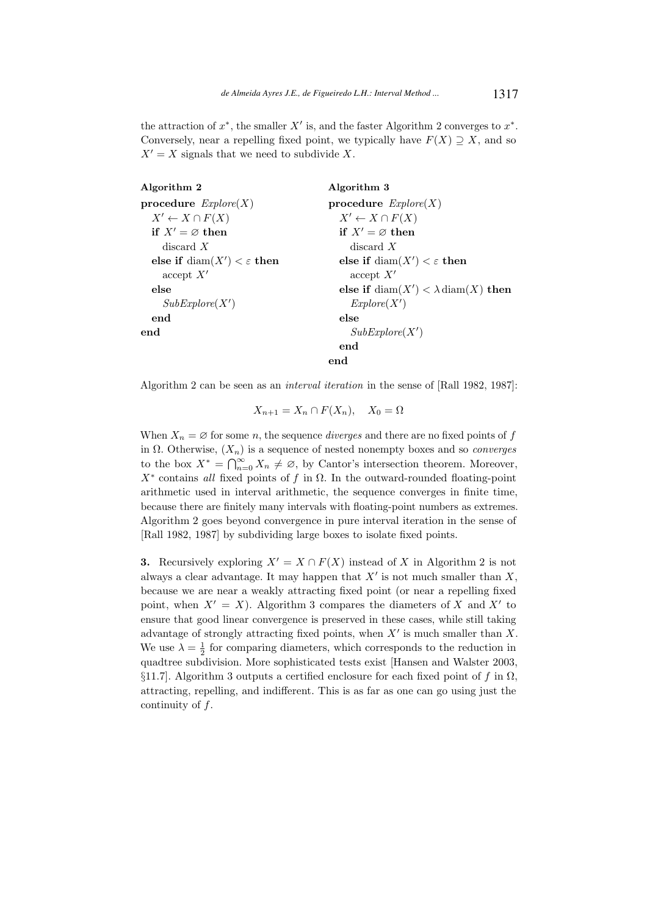the attraction of $x^*$, the smaller $X'$ is, and the faster Algorithm 2 converges to $x^*$. Conversely, near a repelling fixed point, we typically have $F(X) \supseteq X$, and so $X' = X$ signals that we need to subdivide $X$.

**Algorithm 2**

```
procedure Explore(X)
  X' ← X ∩ F(X)
  if X' = ∅ then
    discard X
  else if diam(X') < ε then
    accept X'
  else
    SubExplore(X')
  end
end
```

**Algorithm 3**

```
procedure Explore(X)
  X' ← X ∩ F(X)
  if X' = ∅ then
    discard X
  else if diam(X') < ε then
    accept X'
  else if diam(X') < λ diam(X) then
    Explore(X')
  else
    SubExplore(X')
  end
end
```

Algorithm 2 can be seen as an *interval iteration* in the sense of [Rall 1982, 1987]:

$$X_{n+1} = X_n \cap F(X_n), \quad X_0 = \Omega$$

When $X_n = \varnothing$ for some $n$, the sequence *diverges* and there are no fixed points of $f$ in $\Omega$. Otherwise, $(X_n)$ is a sequence of nested nonempty boxes and so *converges* to the box $X^* = \bigcap_{n=0}^{\infty} X_n \neq \varnothing$, by Cantor's intersection theorem. Moreover, $X^*$ contains *all* fixed points of $f$ in $\Omega$. In the outward-rounded floating-point arithmetic used in interval arithmetic, the sequence converges in finite time, because there are finitely many intervals with floating-point numbers as extremes. Algorithm 2 goes beyond convergence in pure interval iteration in the sense of [Rall 1982, 1987] by subdividing large boxes to isolate fixed points.

**3.** Recursively exploring $X' = X \cap F(X)$ instead of $X$ in Algorithm 2 is not always a clear advantage. It may happen that $X'$ is not much smaller than $X$, because we are near a weakly attracting fixed point (or near a repelling fixed point, when $X' = X$). Algorithm 3 compares the diameters of $X$ and $X'$ to ensure that good linear convergence is preserved in these cases, while still taking advantage of strongly attracting fixed points, when $X'$ is much smaller than $X$. We use $\lambda = \frac{1}{2}$ for comparing diameters, which corresponds to the reduction in quadtree subdivision. More sophisticated tests exist [Hansen and Walster 2003, §11.7]. Algorithm 3 outputs a certified enclosure for each fixed point of $f$ in $\Omega$, attracting, repelling, and indifferent. This is as far as one can go using just the continuity of $f$.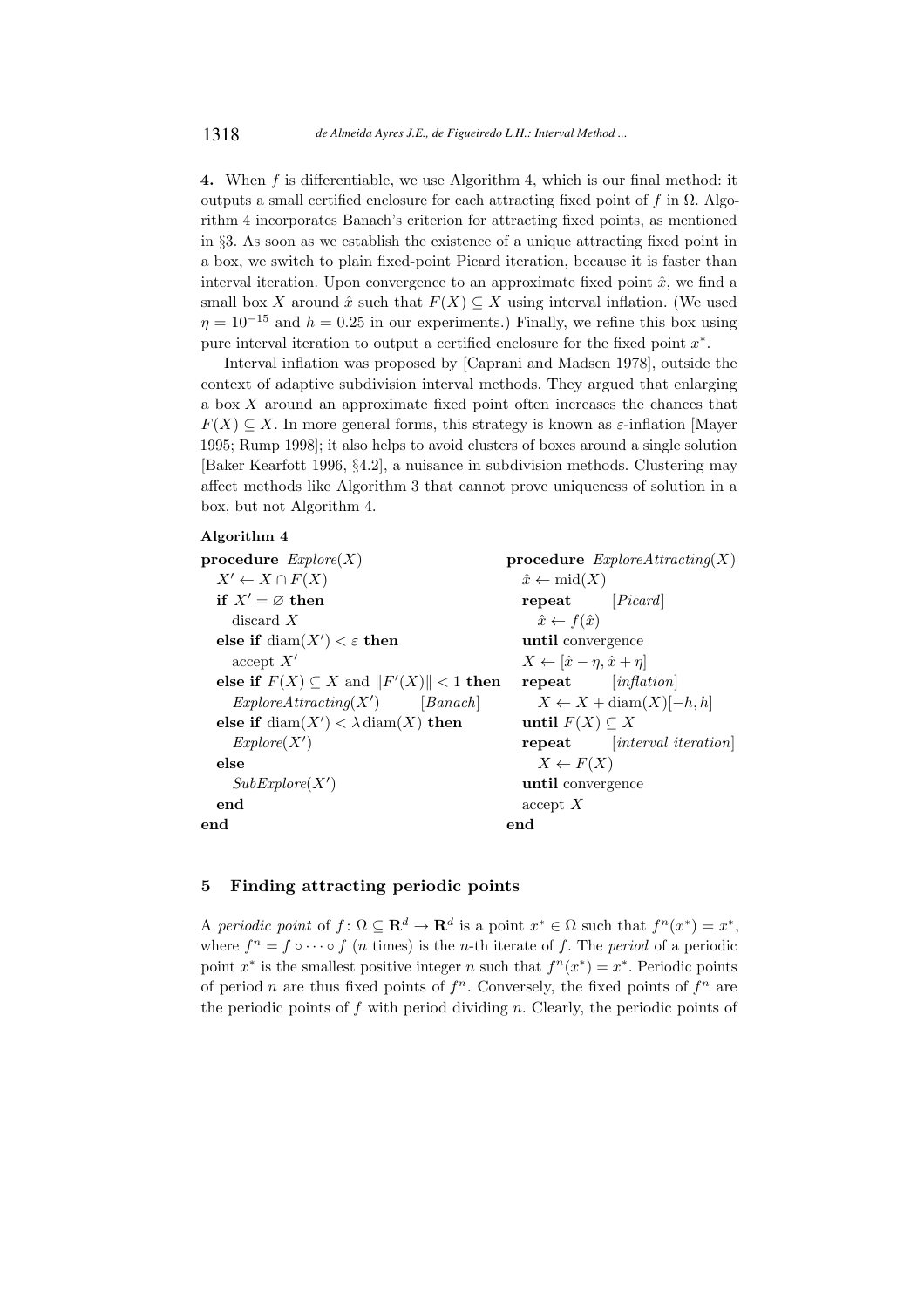**4.** When $f$ is differentiable, we use Algorithm 4, which is our final method: it outputs a small certified enclosure for each attracting fixed point of $f$ in $\Omega$. Algorithm 4 incorporates Banach's criterion for attracting fixed points, as mentioned in §3. As soon as we establish the existence of a unique attracting fixed point in a box, we switch to plain fixed-point Picard iteration, because it is faster than interval iteration. Upon convergence to an approximate fixed point $\hat{x}$, we find a small box $X$ around $\hat{x}$ such that $F(X) \subseteq X$ using interval inflation. (We used $\eta = 10^{-15}$ and $h = 0.25$ in our experiments.) Finally, we refine this box using pure interval iteration to output a certified enclosure for the fixed point $x^*$.

Interval inflation was proposed by [Caprani and Madsen 1978], outside the context of adaptive subdivision interval methods. They argued that enlarging a box $X$ around an approximate fixed point often increases the chances that $F(X) \subseteq X$. In more general forms, this strategy is known as $\varepsilon$-inflation [Mayer 1995; Rump 1998]; it also helps to avoid clusters of boxes around a single solution [Baker Kearfott 1996, §4.2], a nuisance in subdivision methods. Clustering may affect methods like Algorithm 3 that cannot prove uniqueness of solution in a box, but not Algorithm 4.

**Algorithm 4**

```
procedure Explore(X)
  X' ← X ∩ F(X)
  if X' = ∅ then
    discard X
  else if diam(X') < ε then
    accept X'
  else if F(X) ⊆ X and ‖F'(X)‖ < 1 then
    ExploreAttracting(X')          [Banach]
  else if diam(X') < λ diam(X) then
    Explore(X')
  else
    SubExplore(X')
  end
end

procedure ExploreAttracting(X)
  x̂ ← mid(X)
  repeat          [Picard]
    x̂ ← f(x̂)
  until convergence
  X ← [x̂ − η, x̂ + η]
  repeat          [inflation]
    X ← X + diam(X)[−h, h]
  until F(X) ⊆ X
  repeat          [interval iteration]
    X ← F(X)
  until convergence
  accept X
end
```

## 5 Finding attracting periodic points

A *periodic point* of $f \colon \Omega \subseteq \mathbf{R}^d \to \mathbf{R}^d$ is a point $x^* \in \Omega$ such that $f^n(x^*) = x^*$, where $f^n = f \circ \cdots \circ f$ ($n$ times) is the $n$-th iterate of $f$. The *period* of a periodic point $x^*$ is the smallest positive integer $n$ such that $f^n(x^*) = x^*$. Periodic points of period $n$ are thus fixed points of $f^n$. Conversely, the fixed points of $f^n$ are the periodic points of $f$ with period dividing $n$. Clearly, the periodic points of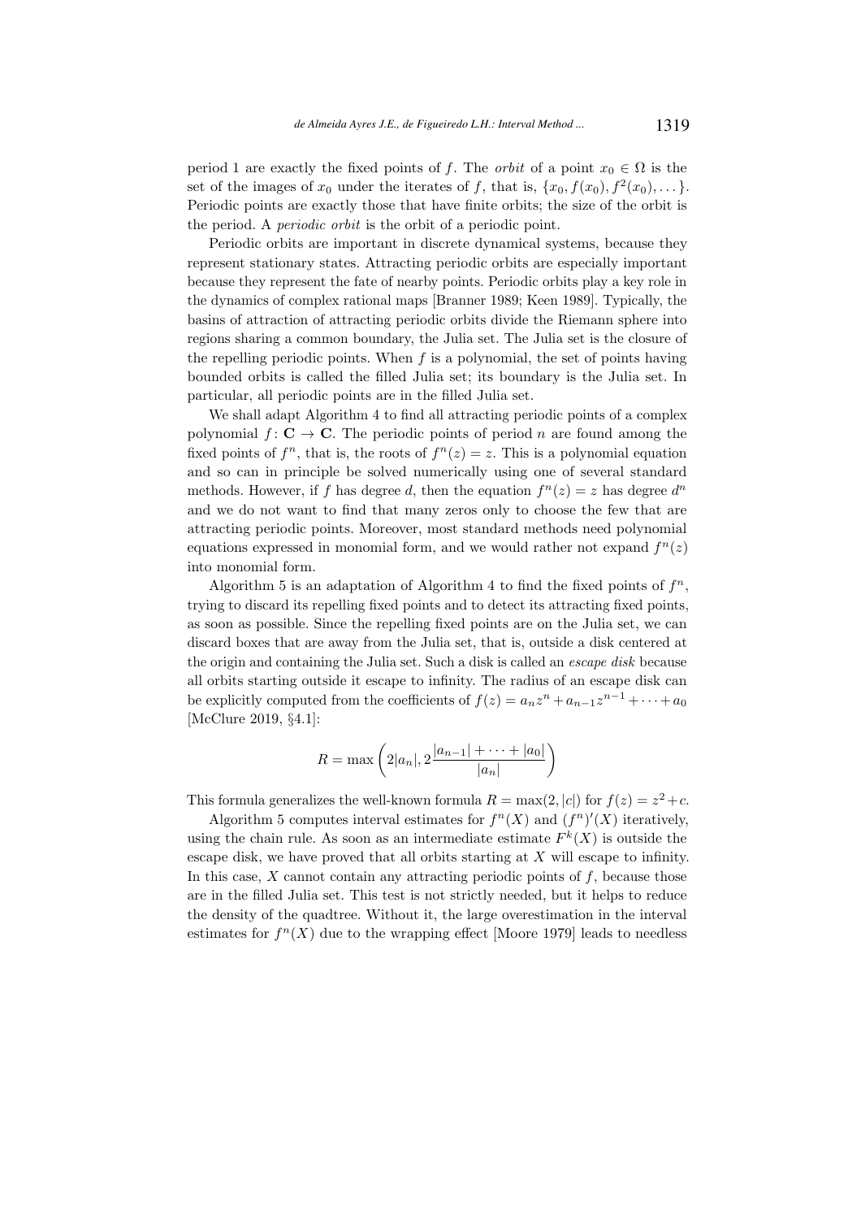period 1 are exactly the fixed points of $f$. The *orbit* of a point $x_0 \in \Omega$ is the set of the images of $x_0$ under the iterates of $f$, that is, $\{x_0, f(x_0), f^2(x_0), \dots\}$. Periodic points are exactly those that have finite orbits; the size of the orbit is the period. A *periodic orbit* is the orbit of a periodic point.

Periodic orbits are important in discrete dynamical systems, because they represent stationary states. Attracting periodic orbits are especially important because they represent the fate of nearby points. Periodic orbits play a key role in the dynamics of complex rational maps [Branner 1989; Keen 1989]. Typically, the basins of attraction of attracting periodic orbits divide the Riemann sphere into regions sharing a common boundary, the Julia set. The Julia set is the closure of the repelling periodic points. When $f$ is a polynomial, the set of points having bounded orbits is called the filled Julia set; its boundary is the Julia set. In particular, all periodic points are in the filled Julia set.

We shall adapt Algorithm 4 to find all attracting periodic points of a complex polynomial $f\colon \mathbf{C} \to \mathbf{C}$. The periodic points of period $n$ are found among the fixed points of $f^n$, that is, the roots of $f^n(z) = z$. This is a polynomial equation and so can in principle be solved numerically using one of several standard methods. However, if $f$ has degree $d$, then the equation $f^n(z) = z$ has degree $d^n$ and we do not want to find that many zeros only to choose the few that are attracting periodic points. Moreover, most standard methods need polynomial equations expressed in monomial form, and we would rather not expand $f^n(z)$ into monomial form.

Algorithm 5 is an adaptation of Algorithm 4 to find the fixed points of $f^n$, trying to discard its repelling fixed points and to detect its attracting fixed points, as soon as possible. Since the repelling fixed points are on the Julia set, we can discard boxes that are away from the Julia set, that is, outside a disk centered at the origin and containing the Julia set. Such a disk is called an *escape disk* because all orbits starting outside it escape to infinity. The radius of an escape disk can be explicitly computed from the coefficients of $f(z) = a_n z^n + a_{n-1} z^{n-1} + \cdots + a_0$ [McClure 2019, §4.1]:

$$R = \max\left(2|a_n|, 2\frac{|a_{n-1}| + \cdots + |a_0|}{|a_n|}\right)$$

This formula generalizes the well-known formula $R = \max(2, |c|)$ for $f(z) = z^2 + c$.

Algorithm 5 computes interval estimates for $f^n(X)$ and $(f^n)'(X)$ iteratively, using the chain rule. As soon as an intermediate estimate $F^k(X)$ is outside the escape disk, we have proved that all orbits starting at $X$ will escape to infinity. In this case, $X$ cannot contain any attracting periodic points of $f$, because those are in the filled Julia set. This test is not strictly needed, but it helps to reduce the density of the quadtree. Without it, the large overestimation in the interval estimates for $f^n(X)$ due to the wrapping effect [Moore 1979] leads to needless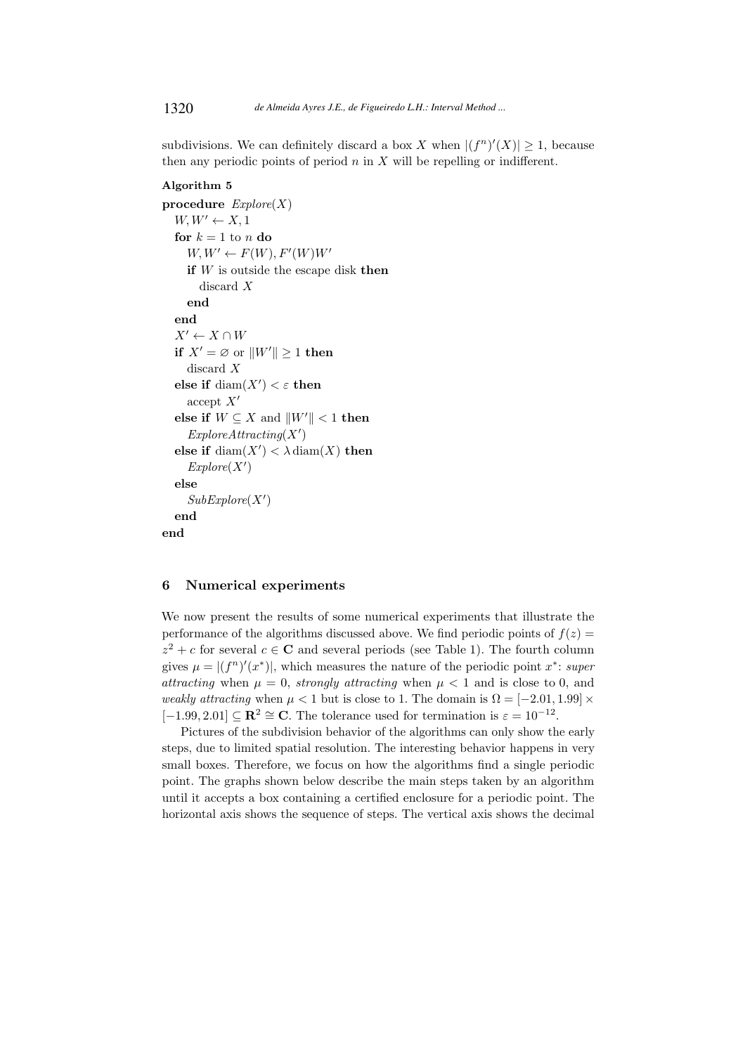subdivisions. We can definitely discard a box $X$ when $|(f^n)'(X)| \geq 1$, because then any periodic points of period $n$ in $X$ will be repelling or indifferent.

**Algorithm 5**

**procedure** *Explore*($X$)
  $W, W' \leftarrow X, 1$
  **for** $k = 1$ to $n$ **do**
    $W, W' \leftarrow F(W), F'(W)W'$
    **if** $W$ is outside the escape disk **then**
      discard $X$
    **end**
  **end**
  $X' \leftarrow X \cap W$
  **if** $X' = \varnothing$ or $\|W'\| \geq 1$ **then**
    discard $X$
  **else if** $\operatorname{diam}(X') < \varepsilon$ **then**
    accept $X'$
  **else if** $W \subseteq X$ and $\|W'\| < 1$ **then**
    *ExploreAttracting*($X'$)
  **else if** $\operatorname{diam}(X') < \lambda \operatorname{diam}(X)$ **then**
    *Explore*($X'$)
  **else**
    *SubExplore*($X'$)
  **end**
**end**

## 6 Numerical experiments

We now present the results of some numerical experiments that illustrate the performance of the algorithms discussed above. We find periodic points of $f(z) = z^2 + c$ for several $c \in \mathbf{C}$ and several periods (see Table 1). The fourth column gives $\mu = |(f^n)'(x^*)|$, which measures the nature of the periodic point $x^*$: *super attracting* when $\mu = 0$, *strongly attracting* when $\mu < 1$ and is close to 0, and *weakly attracting* when $\mu < 1$ but is close to 1. The domain is $\Omega = [-2.01, 1.99] \times [-1.99, 2.01] \subseteq \mathbf{R}^2 \cong \mathbf{C}$. The tolerance used for termination is $\varepsilon = 10^{-12}$.

Pictures of the subdivision behavior of the algorithms can only show the early steps, due to limited spatial resolution. The interesting behavior happens in very small boxes. Therefore, we focus on how the algorithms find a single periodic point. The graphs shown below describe the main steps taken by an algorithm until it accepts a box containing a certified enclosure for a periodic point. The horizontal axis shows the sequence of steps. The vertical axis shows the decimal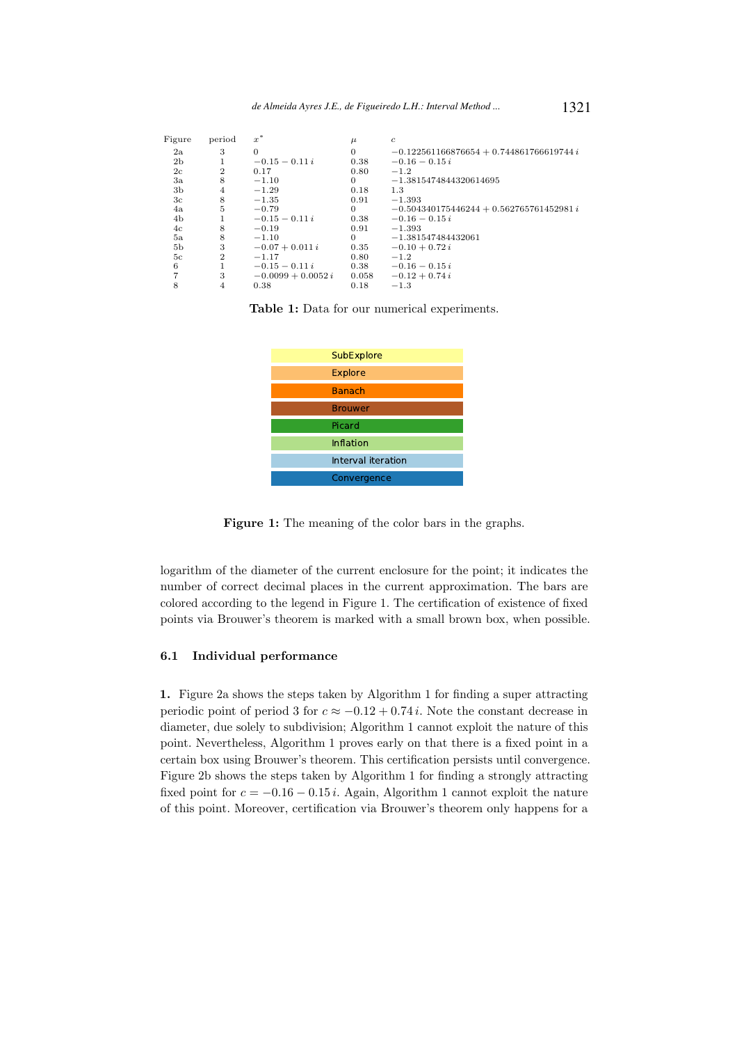| Figure | period | $x^*$ | $\mu$ | $c$ |
|---|---|---|---|---|
| 2a | 3 | $0$ | $0$ | $-0.122561166876654 + 0.744861766619744\,i$ |
| 2b | 1 | $-0.15 - 0.11\,i$ | $0.38$ | $-0.16 - 0.15\,i$ |
| 2c | 2 | $0.17$ | $0.80$ | $-1.2$ |
| 3a | 8 | $-1.10$ | $0$ | $-1.3815474844320614695$ |
| 3b | 4 | $-1.29$ | $0.18$ | $1.3$ |
| 3c | 8 | $-1.35$ | $0.91$ | $-1.393$ |
| 4a | 5 | $-0.79$ | $0$ | $-0.504340175446244 + 0.562765761452981\,i$ |
| 4b | 1 | $-0.15 - 0.11\,i$ | $0.38$ | $-0.16 - 0.15\,i$ |
| 4c | 8 | $-0.19$ | $0.91$ | $-1.393$ |
| 5a | 8 | $-1.10$ | $0$ | $-1.381547484432061$ |
| 5b | 3 | $-0.07 + 0.011\,i$ | $0.35$ | $-0.10 + 0.72\,i$ |
| 5c | 2 | $-1.17$ | $0.80$ | $-1.2$ |
| 6 | 1 | $-0.15 - 0.11\,i$ | $0.38$ | $-0.16 - 0.15\,i$ |
| 7 | 3 | $-0.0099 + 0.0052\,i$ | $0.058$ | $-0.12 + 0.74\,i$ |
| 8 | 4 | $0.38$ | $0.18$ | $-1.3$ |

**Table 1:** Data for our numerical experiments.

| Legend |
|---|
| SubExplore |
| Explore |
| Banach |
| Brouwer |
| Picard |
| Inflation |
| Interval iteration |
| Convergence |

**Figure 1:** The meaning of the color bars in the graphs.

logarithm of the diameter of the current enclosure for the point; it indicates the number of correct decimal places in the current approximation. The bars are colored according to the legend in Figure 1. The certification of existence of fixed points via Brouwer's theorem is marked with a small brown box, when possible.

### 6.1 Individual performance

**1.** Figure 2a shows the steps taken by Algorithm 1 for finding a super attracting periodic point of period 3 for $c \approx -0.12 + 0.74\,i$. Note the constant decrease in diameter, due solely to subdivision; Algorithm 1 cannot exploit the nature of this point. Nevertheless, Algorithm 1 proves early on that there is a fixed point in a certain box using Brouwer's theorem. This certification persists until convergence. Figure 2b shows the steps taken by Algorithm 1 for finding a strongly attracting fixed point for $c = -0.16 - 0.15\,i$. Again, Algorithm 1 cannot exploit the nature of this point. Moreover, certification via Brouwer's theorem only happens for a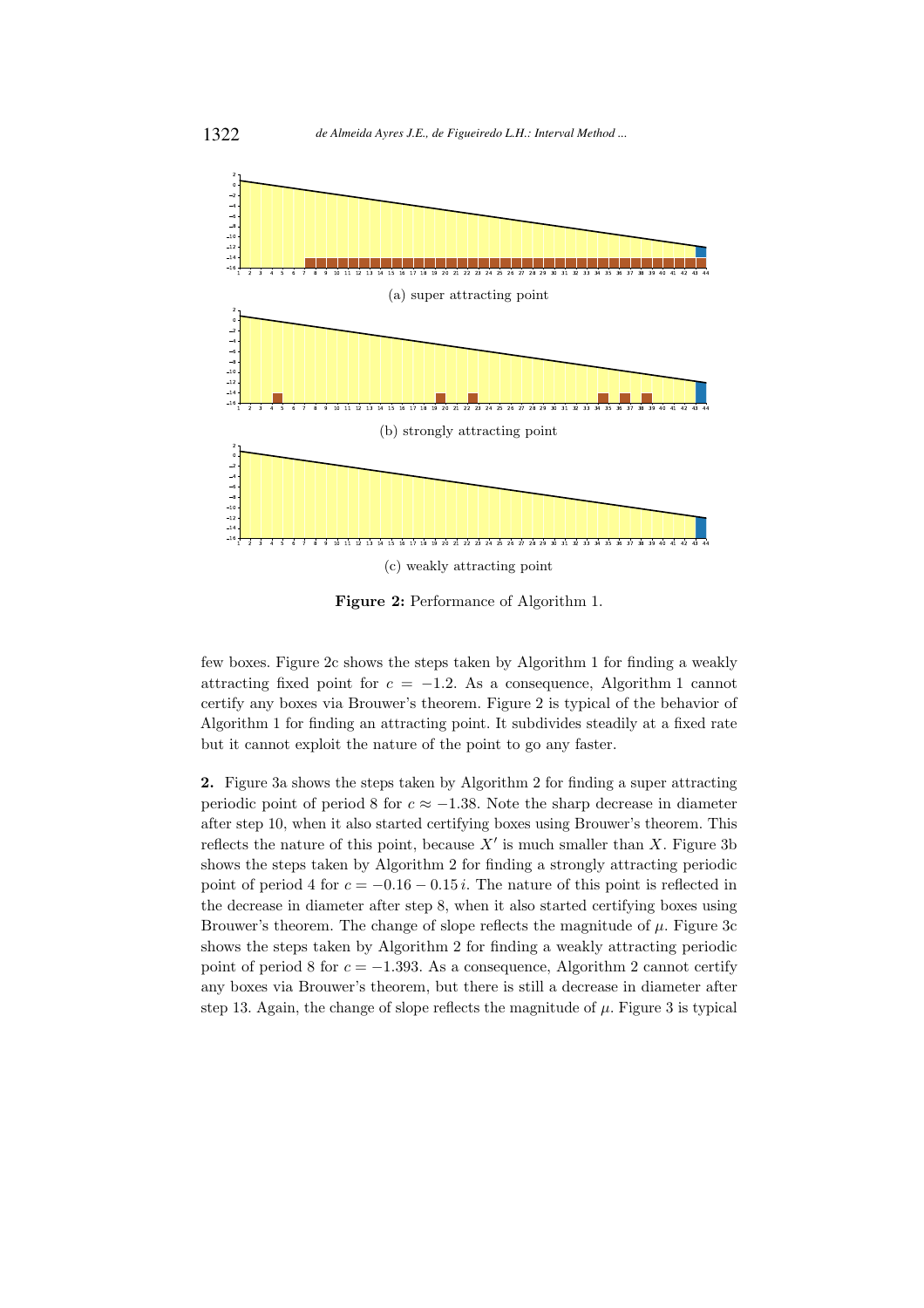(a) super attracting point

(b) strongly attracting point

(c) weakly attracting point

**Figure 2:** Performance of Algorithm 1.

few boxes. Figure 2c shows the steps taken by Algorithm 1 for finding a weakly attracting fixed point for $c = -1.2$. As a consequence, Algorithm 1 cannot certify any boxes via Brouwer's theorem. Figure 2 is typical of the behavior of Algorithm 1 for finding an attracting point. It subdivides steadily at a fixed rate but it cannot exploit the nature of the point to go any faster.

**2.** Figure 3a shows the steps taken by Algorithm 2 for finding a super attracting periodic point of period 8 for $c \approx -1.38$. Note the sharp decrease in diameter after step 10, when it also started certifying boxes using Brouwer's theorem. This reflects the nature of this point, because $X'$ is much smaller than $X$. Figure 3b shows the steps taken by Algorithm 2 for finding a strongly attracting periodic point of period 4 for $c = -0.16 - 0.15\,i$. The nature of this point is reflected in the decrease in diameter after step 8, when it also started certifying boxes using Brouwer's theorem. The change of slope reflects the magnitude of $\mu$. Figure 3c shows the steps taken by Algorithm 2 for finding a weakly attracting periodic point of period 8 for $c = -1.393$. As a consequence, Algorithm 2 cannot certify any boxes via Brouwer's theorem, but there is still a decrease in diameter after step 13. Again, the change of slope reflects the magnitude of $\mu$. Figure 3 is typical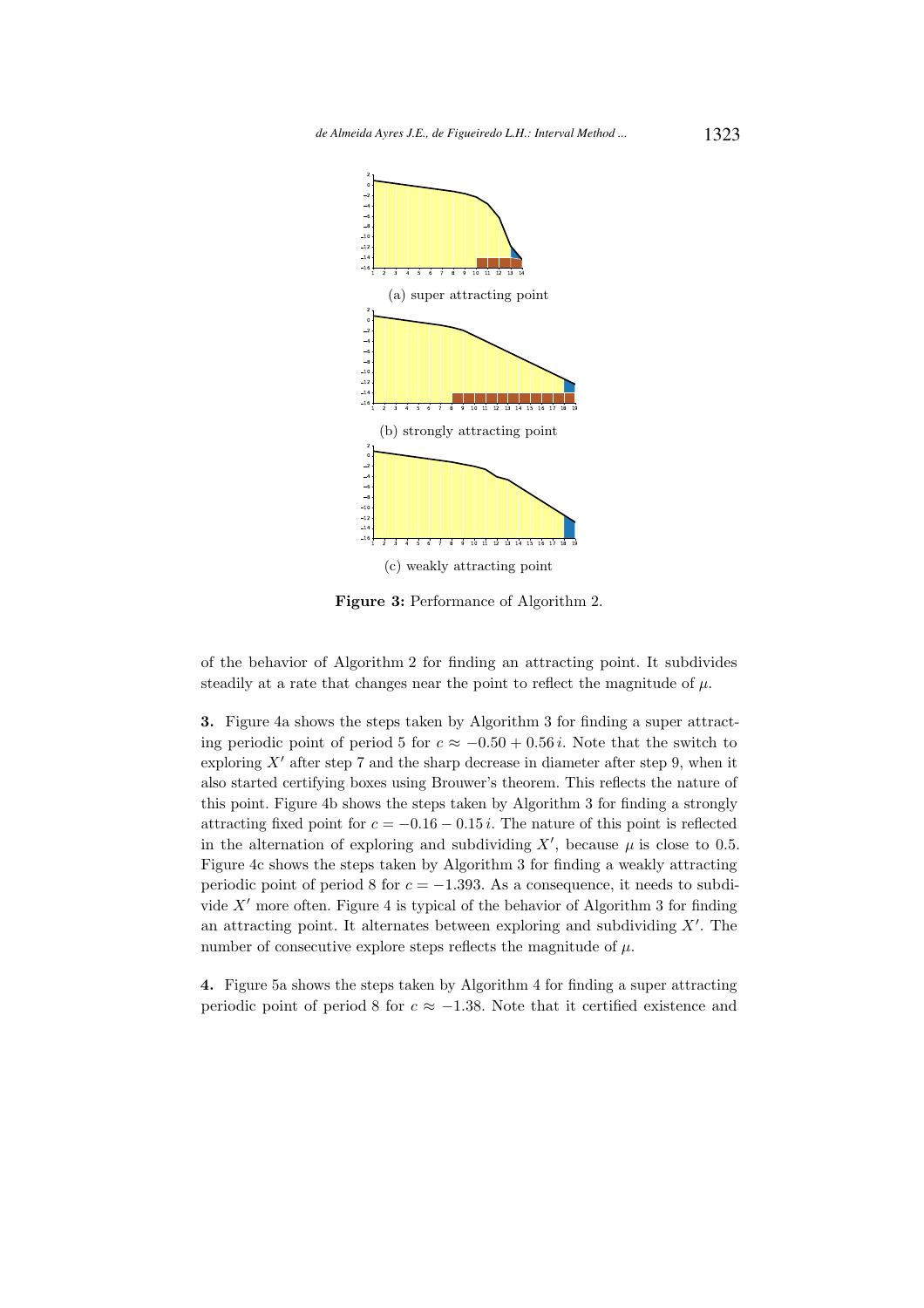(a) super attracting point

(b) strongly attracting point

(c) weakly attracting point

**Figure 3:** Performance of Algorithm 2.

of the behavior of Algorithm 2 for finding an attracting point. It subdivides steadily at a rate that changes near the point to reflect the magnitude of $\mu$.

**3.** Figure 4a shows the steps taken by Algorithm 3 for finding a super attracting periodic point of period 5 for $c \approx -0.50 + 0.56\,i$. Note that the switch to exploring $X'$ after step 7 and the sharp decrease in diameter after step 9, when it also started certifying boxes using Brouwer's theorem. This reflects the nature of this point. Figure 4b shows the steps taken by Algorithm 3 for finding a strongly attracting fixed point for $c = -0.16 - 0.15\,i$. The nature of this point is reflected in the alternation of exploring and subdividing $X'$, because $\mu$ is close to 0.5. Figure 4c shows the steps taken by Algorithm 3 for finding a weakly attracting periodic point of period 8 for $c = -1.393$. As a consequence, it needs to subdivide $X'$ more often. Figure 4 is typical of the behavior of Algorithm 3 for finding an attracting point. It alternates between exploring and subdividing $X'$. The number of consecutive explore steps reflects the magnitude of $\mu$.

**4.** Figure 5a shows the steps taken by Algorithm 4 for finding a super attracting periodic point of period 8 for $c \approx -1.38$. Note that it certified existence and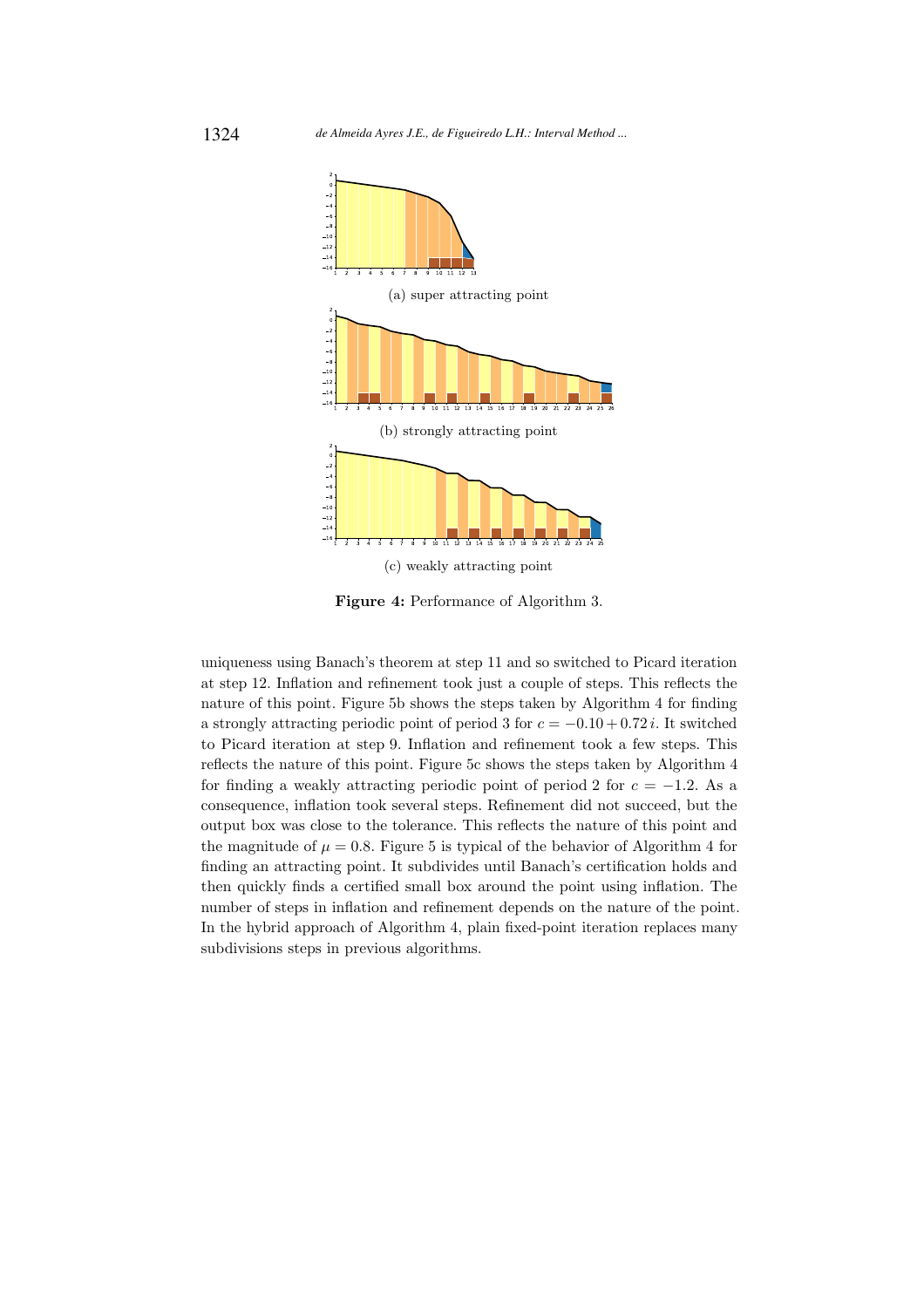(a) super attracting point

(b) strongly attracting point

(c) weakly attracting point

**Figure 4:** Performance of Algorithm 3.

uniqueness using Banach's theorem at step 11 and so switched to Picard iteration at step 12. Inflation and refinement took just a couple of steps. This reflects the nature of this point. Figure 5b shows the steps taken by Algorithm 4 for finding a strongly attracting periodic point of period 3 for $c = -0.10 + 0.72\,i$. It switched to Picard iteration at step 9. Inflation and refinement took a few steps. This reflects the nature of this point. Figure 5c shows the steps taken by Algorithm 4 for finding a weakly attracting periodic point of period 2 for $c = -1.2$. As a consequence, inflation took several steps. Refinement did not succeed, but the output box was close to the tolerance. This reflects the nature of this point and the magnitude of $\mu = 0.8$. Figure 5 is typical of the behavior of Algorithm 4 for finding an attracting point. It subdivides until Banach's certification holds and then quickly finds a certified small box around the point using inflation. The number of steps in inflation and refinement depends on the nature of the point. In the hybrid approach of Algorithm 4, plain fixed-point iteration replaces many subdivisions steps in previous algorithms.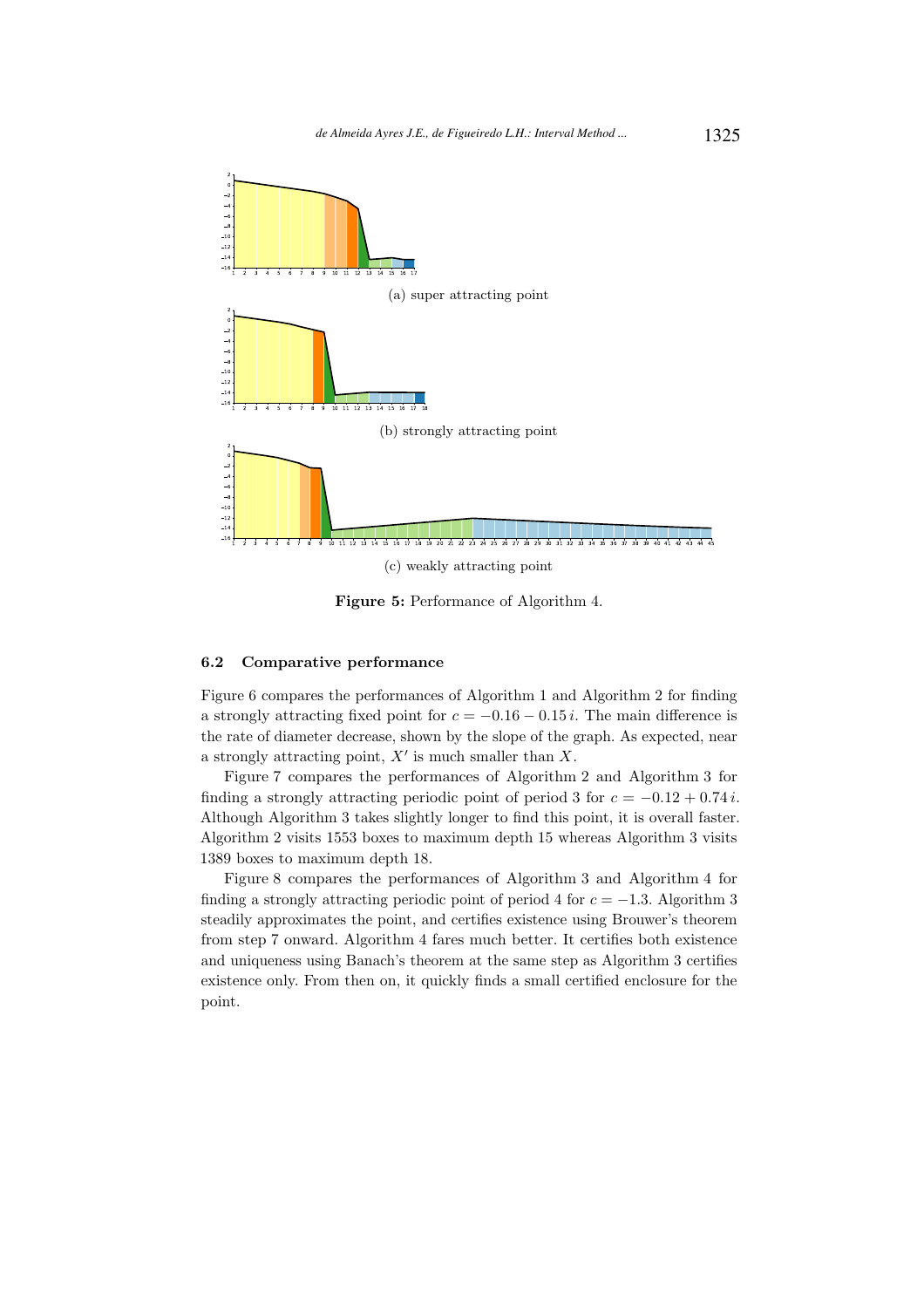(a) super attracting point

(b) strongly attracting point

(c) weakly attracting point

**Figure 5:** Performance of Algorithm 4.

### 6.2 Comparative performance

Figure 6 compares the performances of Algorithm 1 and Algorithm 2 for finding a strongly attracting fixed point for $c = -0.16 - 0.15\,i$. The main difference is the rate of diameter decrease, shown by the slope of the graph. As expected, near a strongly attracting point, $X'$ is much smaller than $X$.

Figure 7 compares the performances of Algorithm 2 and Algorithm 3 for finding a strongly attracting periodic point of period 3 for $c = -0.12 + 0.74\,i$. Although Algorithm 3 takes slightly longer to find this point, it is overall faster. Algorithm 2 visits 1553 boxes to maximum depth 15 whereas Algorithm 3 visits 1389 boxes to maximum depth 18.

Figure 8 compares the performances of Algorithm 3 and Algorithm 4 for finding a strongly attracting periodic point of period 4 for $c = -1.3$. Algorithm 3 steadily approximates the point, and certifies existence using Brouwer's theorem from step 7 onward. Algorithm 4 fares much better. It certifies both existence and uniqueness using Banach's theorem at the same step as Algorithm 3 certifies existence only. From then on, it quickly finds a small certified enclosure for the point.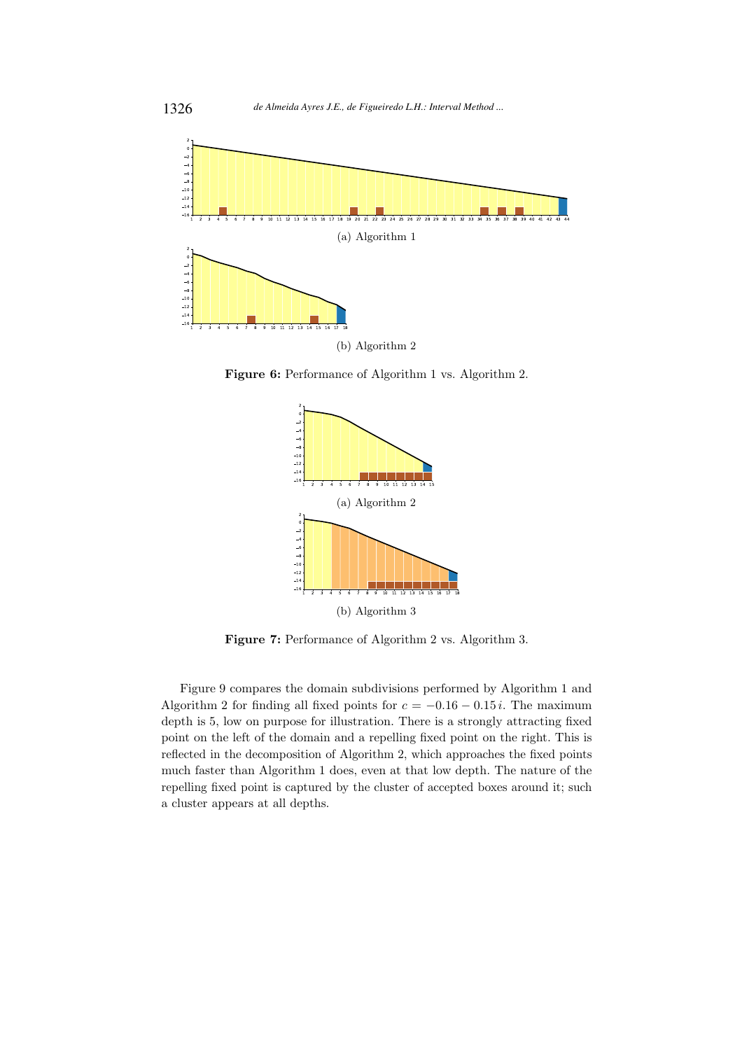(a) Algorithm 1

(b) Algorithm 2

**Figure 6:** Performance of Algorithm 1 vs. Algorithm 2.

(a) Algorithm 2

(b) Algorithm 3

**Figure 7:** Performance of Algorithm 2 vs. Algorithm 3.

Figure 9 compares the domain subdivisions performed by Algorithm 1 and Algorithm 2 for finding all fixed points for $c = -0.16 - 0.15\,i$. The maximum depth is 5, low on purpose for illustration. There is a strongly attracting fixed point on the left of the domain and a repelling fixed point on the right. This is reflected in the decomposition of Algorithm 2, which approaches the fixed points much faster than Algorithm 1 does, even at that low depth. The nature of the repelling fixed point is captured by the cluster of accepted boxes around it; such a cluster appears at all depths.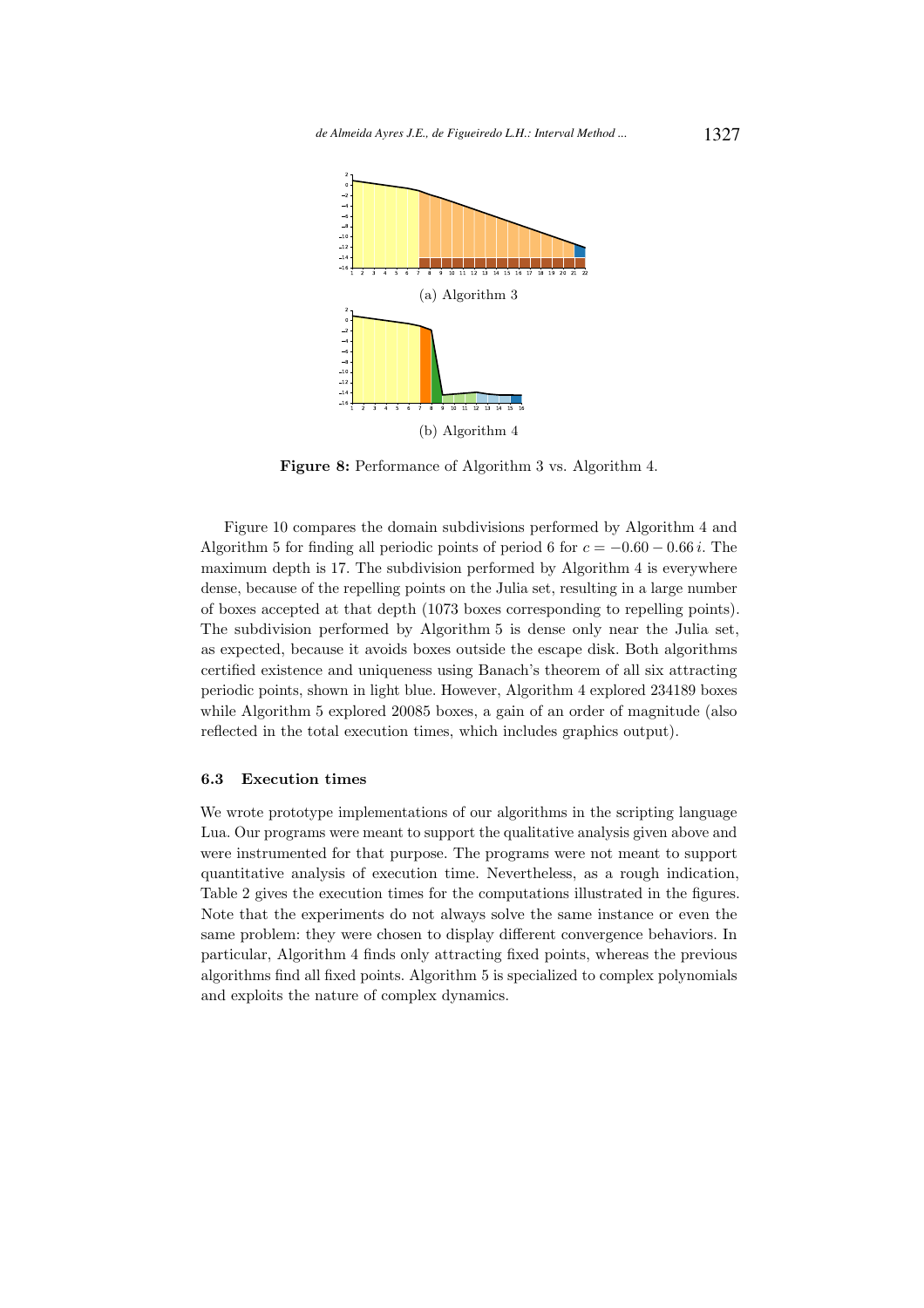(a) Algorithm 3

(b) Algorithm 4

**Figure 8:** Performance of Algorithm 3 vs. Algorithm 4.

Figure 10 compares the domain subdivisions performed by Algorithm 4 and Algorithm 5 for finding all periodic points of period 6 for $c = -0.60 - 0.66\,i$. The maximum depth is 17. The subdivision performed by Algorithm 4 is everywhere dense, because of the repelling points on the Julia set, resulting in a large number of boxes accepted at that depth (1073 boxes corresponding to repelling points). The subdivision performed by Algorithm 5 is dense only near the Julia set, as expected, because it avoids boxes outside the escape disk. Both algorithms certified existence and uniqueness using Banach's theorem of all six attracting periodic points, shown in light blue. However, Algorithm 4 explored 234189 boxes while Algorithm 5 explored 20085 boxes, a gain of an order of magnitude (also reflected in the total execution times, which includes graphics output).

### 6.3 Execution times

We wrote prototype implementations of our algorithms in the scripting language Lua. Our programs were meant to support the qualitative analysis given above and were instrumented for that purpose. The programs were not meant to support quantitative analysis of execution time. Nevertheless, as a rough indication, Table 2 gives the execution times for the computations illustrated in the figures. Note that the experiments do not always solve the same instance or even the same problem: they were chosen to display different convergence behaviors. In particular, Algorithm 4 finds only attracting fixed points, whereas the previous algorithms find all fixed points. Algorithm 5 is specialized to complex polynomials and exploits the nature of complex dynamics.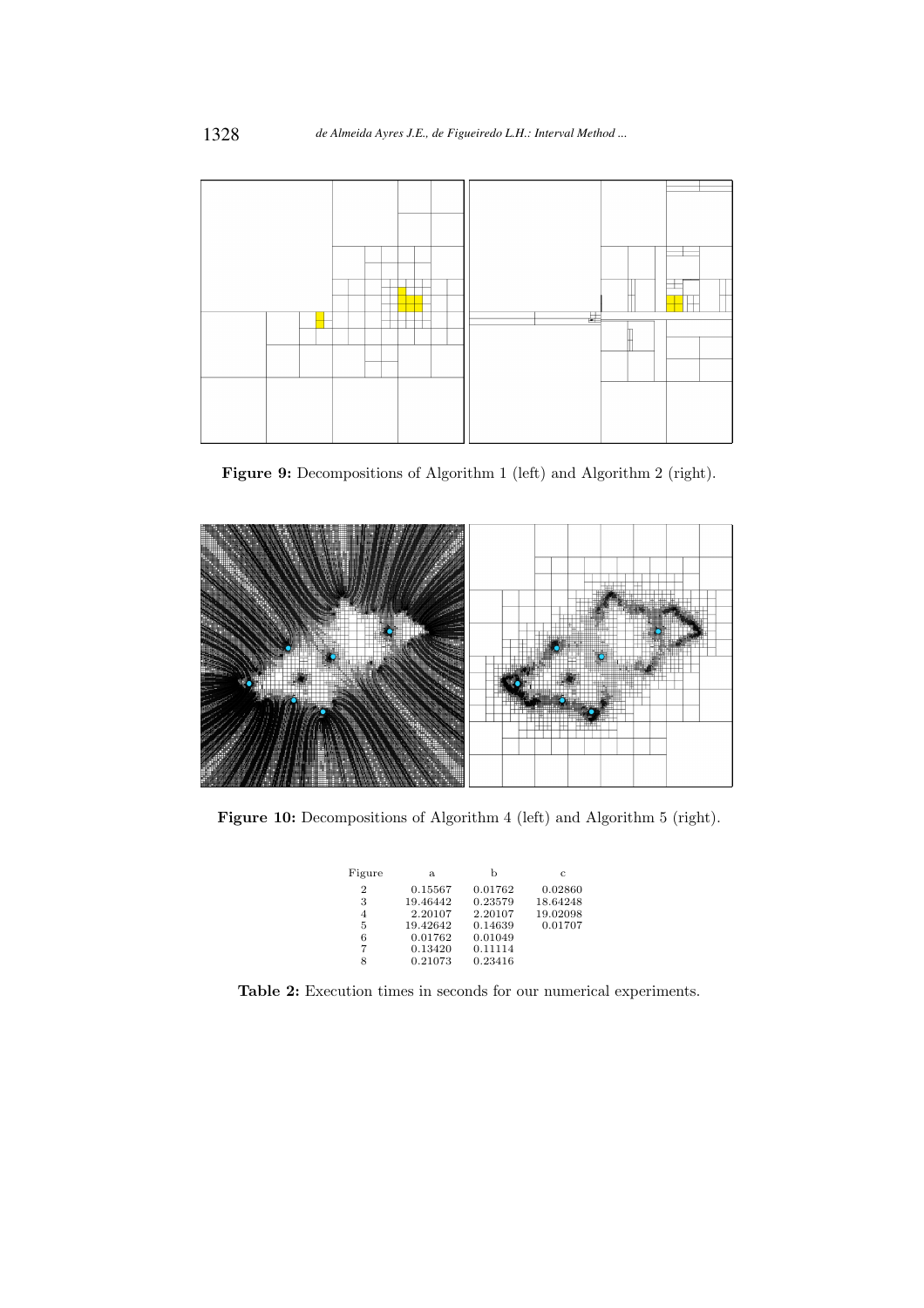**Figure 9:** Decompositions of Algorithm 1 (left) and Algorithm 2 (right).

**Figure 10:** Decompositions of Algorithm 4 (left) and Algorithm 5 (right).

| Figure | a | b | c |
|---|---|---|---|
| 2 | 0.15567 | 0.01762 | 0.02860 |
| 3 | 19.46442 | 0.23579 | 18.64248 |
| 4 | 2.20107 | 2.20107 | 19.02098 |
| 5 | 19.42642 | 0.14639 | 0.01707 |
| 6 | 0.01762 | 0.01049 | |
| 7 | 0.13420 | 0.11114 | |
| 8 | 0.21073 | 0.23416 | |

**Table 2:** Execution times in seconds for our numerical experiments.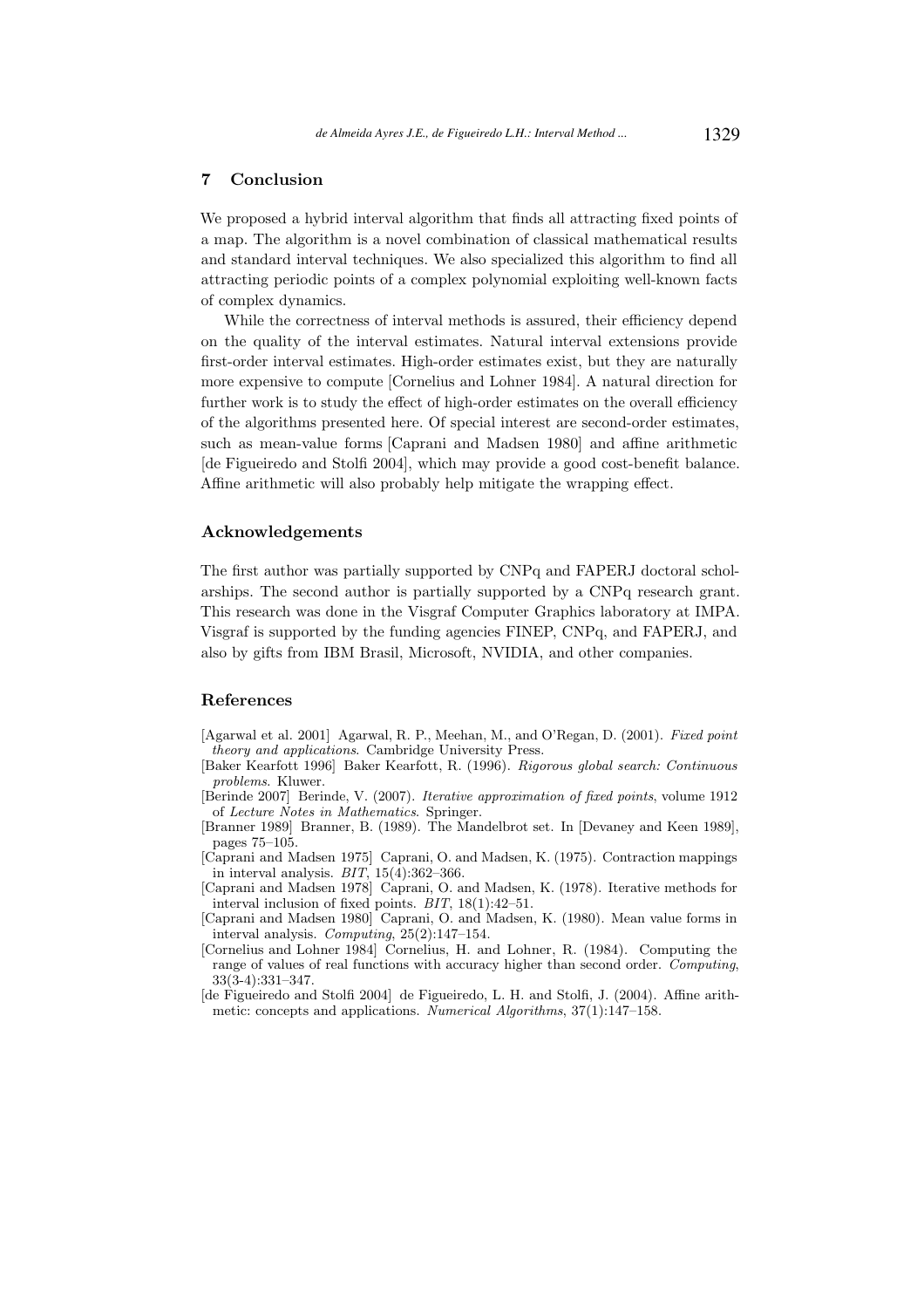## 7 Conclusion

We proposed a hybrid interval algorithm that finds all attracting fixed points of a map. The algorithm is a novel combination of classical mathematical results and standard interval techniques. We also specialized this algorithm to find all attracting periodic points of a complex polynomial exploiting well-known facts of complex dynamics.

While the correctness of interval methods is assured, their efficiency depend on the quality of the interval estimates. Natural interval extensions provide first-order interval estimates. High-order estimates exist, but they are naturally more expensive to compute [Cornelius and Lohner 1984]. A natural direction for further work is to study the effect of high-order estimates on the overall efficiency of the algorithms presented here. Of special interest are second-order estimates, such as mean-value forms [Caprani and Madsen 1980] and affine arithmetic [de Figueiredo and Stolfi 2004], which may provide a good cost-benefit balance. Affine arithmetic will also probably help mitigate the wrapping effect.

### Acknowledgements

The first author was partially supported by CNPq and FAPERJ doctoral scholarships. The second author is partially supported by a CNPq research grant. This research was done in the Visgraf Computer Graphics laboratory at IMPA. Visgraf is supported by the funding agencies FINEP, CNPq, and FAPERJ, and also by gifts from IBM Brasil, Microsoft, NVIDIA, and other companies.

### References

[Agarwal et al. 2001] Agarwal, R. P., Meehan, M., and O'Regan, D. (2001). *Fixed point theory and applications*. Cambridge University Press.

[Baker Kearfott 1996] Baker Kearfott, R. (1996). *Rigorous global search: Continuous problems*. Kluwer.

[Berinde 2007] Berinde, V. (2007). *Iterative approximation of fixed points*, volume 1912 of *Lecture Notes in Mathematics*. Springer.

[Branner 1989] Branner, B. (1989). The Mandelbrot set. In [Devaney and Keen 1989], pages 75–105.

[Caprani and Madsen 1975] Caprani, O. and Madsen, K. (1975). Contraction mappings in interval analysis. *BIT*, 15(4):362–366.

[Caprani and Madsen 1978] Caprani, O. and Madsen, K. (1978). Iterative methods for interval inclusion of fixed points. *BIT*, 18(1):42–51.

[Caprani and Madsen 1980] Caprani, O. and Madsen, K. (1980). Mean value forms in interval analysis. *Computing*, 25(2):147–154.

[Cornelius and Lohner 1984] Cornelius, H. and Lohner, R. (1984). Computing the range of values of real functions with accuracy higher than second order. *Computing*, 33(3-4):331–347.

[de Figueiredo and Stolfi 2004] de Figueiredo, L. H. and Stolfi, J. (2004). Affine arithmetic: concepts and applications. *Numerical Algorithms*, 37(1):147–158.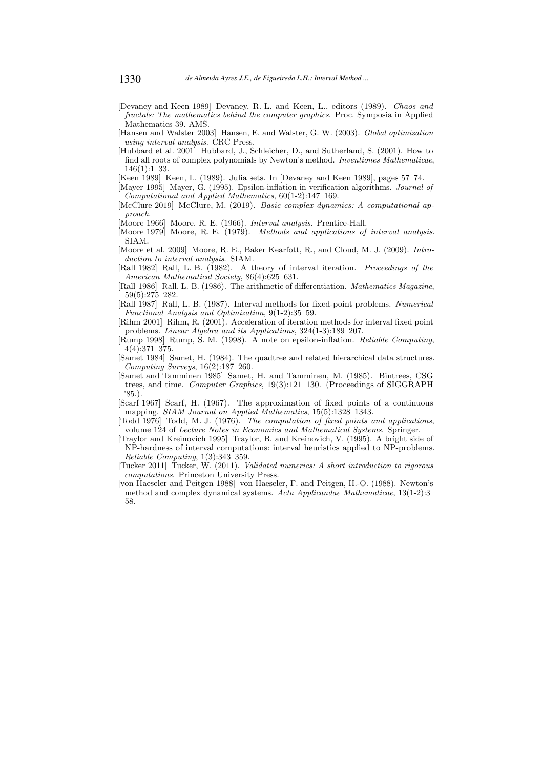[Devaney and Keen 1989] Devaney, R. L. and Keen, L., editors (1989). *Chaos and fractals: The mathematics behind the computer graphics*. Proc. Symposia in Applied Mathematics 39. AMS.

[Hansen and Walster 2003] Hansen, E. and Walster, G. W. (2003). *Global optimization using interval analysis*. CRC Press.

[Hubbard et al. 2001] Hubbard, J., Schleicher, D., and Sutherland, S. (2001). How to find all roots of complex polynomials by Newton's method. *Inventiones Mathematicae*, 146(1):1–33.

[Keen 1989] Keen, L. (1989). Julia sets. In [Devaney and Keen 1989], pages 57–74.

[Mayer 1995] Mayer, G. (1995). Epsilon-inflation in verification algorithms. *Journal of Computational and Applied Mathematics*, 60(1-2):147–169.

[McClure 2019] McClure, M. (2019). *Basic complex dynamics: A computational approach*.

[Moore 1966] Moore, R. E. (1966). *Interval analysis*. Prentice-Hall.

[Moore 1979] Moore, R. E. (1979). *Methods and applications of interval analysis*. SIAM.

[Moore et al. 2009] Moore, R. E., Baker Kearfott, R., and Cloud, M. J. (2009). *Introduction to interval analysis*. SIAM.

[Rall 1982] Rall, L. B. (1982). A theory of interval iteration. *Proceedings of the American Mathematical Society*, 86(4):625–631.

[Rall 1986] Rall, L. B. (1986). The arithmetic of differentiation. *Mathematics Magazine*, 59(5):275–282.

[Rall 1987] Rall, L. B. (1987). Interval methods for fixed-point problems. *Numerical Functional Analysis and Optimization*, 9(1-2):35–59.

[Rihm 2001] Rihm, R. (2001). Acceleration of iteration methods for interval fixed point problems. *Linear Algebra and its Applications*, 324(1-3):189–207.

[Rump 1998] Rump, S. M. (1998). A note on epsilon-inflation. *Reliable Computing*, 4(4):371–375.

[Samet 1984] Samet, H. (1984). The quadtree and related hierarchical data structures. *Computing Surveys*, 16(2):187–260.

[Samet and Tamminen 1985] Samet, H. and Tamminen, M. (1985). Bintrees, CSG trees, and time. *Computer Graphics*, 19(3):121–130. (Proceedings of SIGGRAPH '85.).

[Scarf 1967] Scarf, H. (1967). The approximation of fixed points of a continuous mapping. *SIAM Journal on Applied Mathematics*, 15(5):1328–1343.

[Todd 1976] Todd, M. J. (1976). *The computation of fixed points and applications*, volume 124 of *Lecture Notes in Economics and Mathematical Systems*. Springer.

[Traylor and Kreinovich 1995] Traylor, B. and Kreinovich, V. (1995). A bright side of NP-hardness of interval computations: interval heuristics applied to NP-problems. *Reliable Computing*, 1(3):343–359.

[Tucker 2011] Tucker, W. (2011). *Validated numerics: A short introduction to rigorous computations*. Princeton University Press.

[von Haeseler and Peitgen 1988] von Haeseler, F. and Peitgen, H.-O. (1988). Newton's method and complex dynamical systems. *Acta Applicandae Mathematicae*, 13(1-2):3–58.